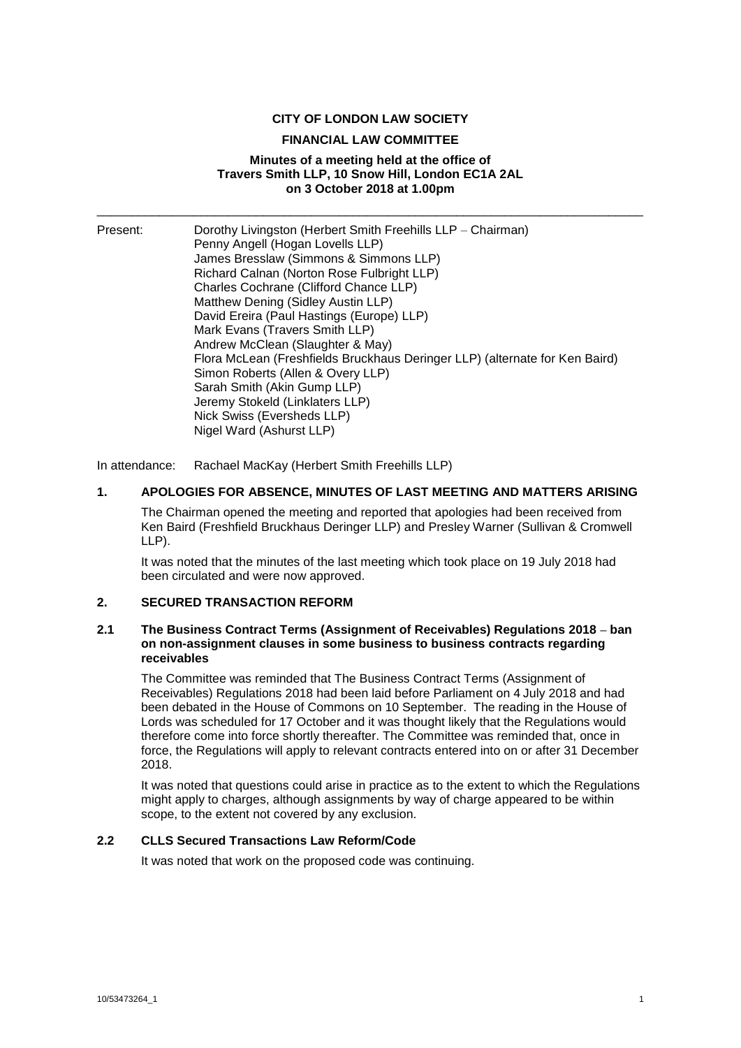**CITY OF LONDON LAW SOCIETY**

**FINANCIAL LAW COMMITTEE**

**Minutes of a meeting held at the office of Travers Smith LLP, 10 Snow Hill, London EC1A 2AL on 3 October 2018 at 1.00pm**

---

Present: Dorothy Livingston (Herbert Smith Freehills LLP – Chairman)
Penny Angell (Hogan Lovells LLP)
James Bresslaw (Simmons & Simmons LLP)
Richard Calnan (Norton Rose Fulbright LLP)
Charles Cochrane (Clifford Chance LLP)
Matthew Dening (Sidley Austin LLP)
David Ereira (Paul Hastings (Europe) LLP)
Mark Evans (Travers Smith LLP)
Andrew McClean (Slaughter & May)
Flora McLean (Freshfields Bruckhaus Deringer LLP) (alternate for Ken Baird)
Simon Roberts (Allen & Overy LLP)
Sarah Smith (Akin Gump LLP)
Jeremy Stokeld (Linklaters LLP)
Nick Swiss (Eversheds LLP)
Nigel Ward (Ashurst LLP)

In attendance: Rachael MacKay (Herbert Smith Freehills LLP)

## 1. APOLOGIES FOR ABSENCE, MINUTES OF LAST MEETING AND MATTERS ARISING

The Chairman opened the meeting and reported that apologies had been received from Ken Baird (Freshfield Bruckhaus Deringer LLP) and Presley Warner (Sullivan & Cromwell LLP).

It was noted that the minutes of the last meeting which took place on 19 July 2018 had been circulated and were now approved.

## 2. SECURED TRANSACTION REFORM

### 2.1 The Business Contract Terms (Assignment of Receivables) Regulations 2018 – ban on non-assignment clauses in some business to business contracts regarding receivables

The Committee was reminded that The Business Contract Terms (Assignment of Receivables) Regulations 2018 had been laid before Parliament on 4 July 2018 and had been debated in the House of Commons on 10 September. The reading in the House of Lords was scheduled for 17 October and it was thought likely that the Regulations would therefore come into force shortly thereafter. The Committee was reminded that, once in force, the Regulations will apply to relevant contracts entered into on or after 31 December 2018.

It was noted that questions could arise in practice as to the extent to which the Regulations might apply to charges, although assignments by way of charge appeared to be within scope, to the extent not covered by any exclusion.

### 2.2 CLLS Secured Transactions Law Reform/Code

It was noted that work on the proposed code was continuing.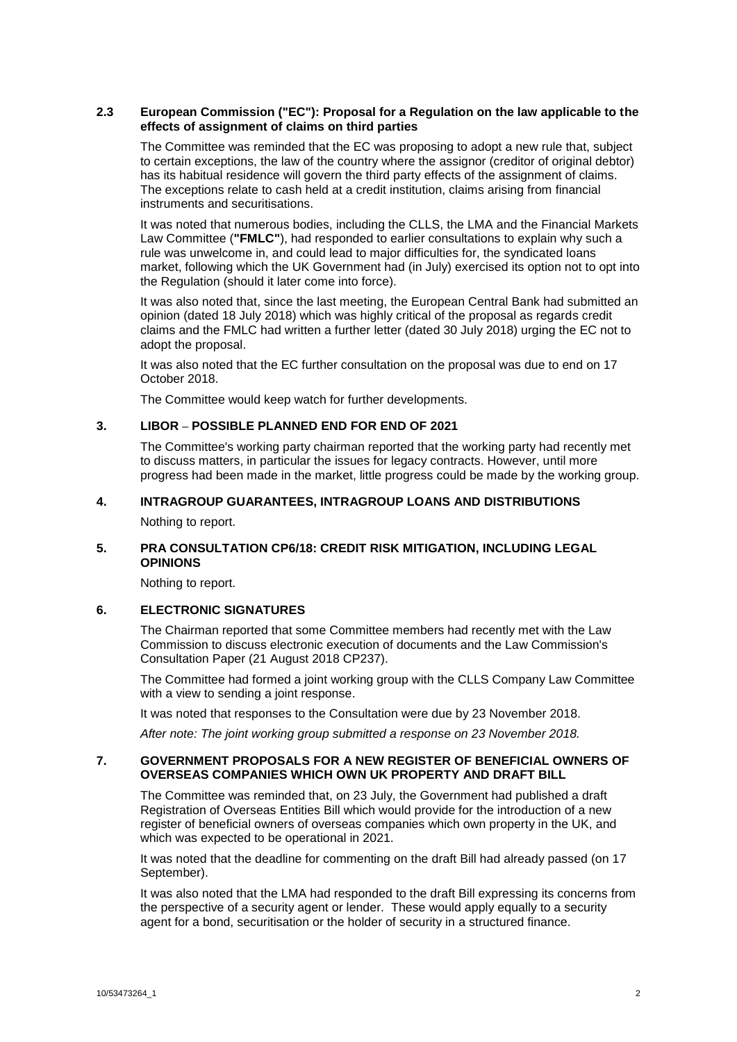### 2.3 European Commission ("EC"): Proposal for a Regulation on the law applicable to the effects of assignment of claims on third parties

The Committee was reminded that the EC was proposing to adopt a new rule that, subject to certain exceptions, the law of the country where the assignor (creditor of original debtor) has its habitual residence will govern the third party effects of the assignment of claims. The exceptions relate to cash held at a credit institution, claims arising from financial instruments and securitisations.

It was noted that numerous bodies, including the CLLS, the LMA and the Financial Markets Law Committee (**"FMLC"**), had responded to earlier consultations to explain why such a rule was unwelcome in, and could lead to major difficulties for, the syndicated loans market, following which the UK Government had (in July) exercised its option not to opt into the Regulation (should it later come into force).

It was also noted that, since the last meeting, the European Central Bank had submitted an opinion (dated 18 July 2018) which was highly critical of the proposal as regards credit claims and the FMLC had written a further letter (dated 30 July 2018) urging the EC not to adopt the proposal.

It was also noted that the EC further consultation on the proposal was due to end on 17 October 2018.

The Committee would keep watch for further developments.

## 3. LIBOR – POSSIBLE PLANNED END FOR END OF 2021

The Committee's working party chairman reported that the working party had recently met to discuss matters, in particular the issues for legacy contracts. However, until more progress had been made in the market, little progress could be made by the working group.

## 4. INTRAGROUP GUARANTEES, INTRAGROUP LOANS AND DISTRIBUTIONS

Nothing to report.

## 5. PRA CONSULTATION CP6/18: CREDIT RISK MITIGATION, INCLUDING LEGAL OPINIONS

Nothing to report.

## 6. ELECTRONIC SIGNATURES

The Chairman reported that some Committee members had recently met with the Law Commission to discuss electronic execution of documents and the Law Commission's Consultation Paper (21 August 2018 CP237).

The Committee had formed a joint working group with the CLLS Company Law Committee with a view to sending a joint response.

It was noted that responses to the Consultation were due by 23 November 2018.

*After note: The joint working group submitted a response on 23 November 2018.*

## 7. GOVERNMENT PROPOSALS FOR A NEW REGISTER OF BENEFICIAL OWNERS OF OVERSEAS COMPANIES WHICH OWN UK PROPERTY AND DRAFT BILL

The Committee was reminded that, on 23 July, the Government had published a draft Registration of Overseas Entities Bill which would provide for the introduction of a new register of beneficial owners of overseas companies which own property in the UK, and which was expected to be operational in 2021.

It was noted that the deadline for commenting on the draft Bill had already passed (on 17 September).

It was also noted that the LMA had responded to the draft Bill expressing its concerns from the perspective of a security agent or lender. These would apply equally to a security agent for a bond, securitisation or the holder of security in a structured finance.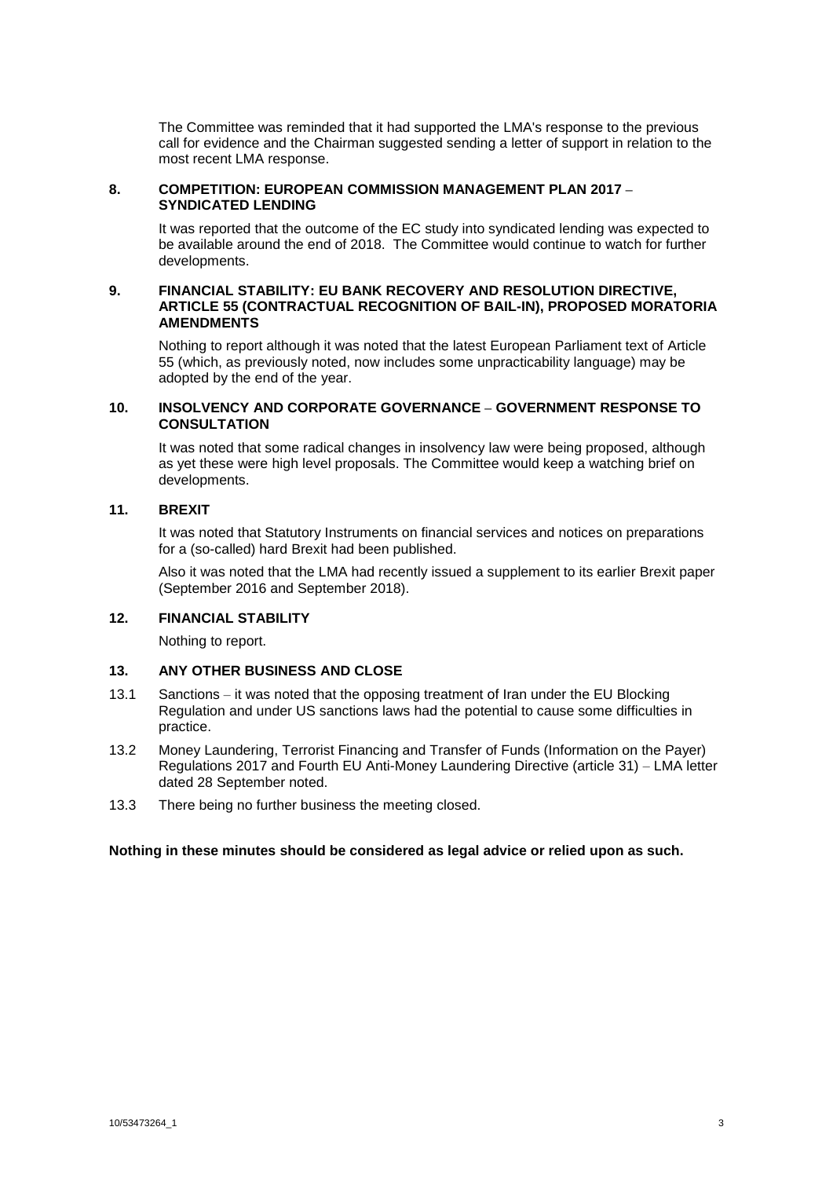The Committee was reminded that it had supported the LMA's response to the previous call for evidence and the Chairman suggested sending a letter of support in relation to the most recent LMA response.

## 8. COMPETITION: EUROPEAN COMMISSION MANAGEMENT PLAN 2017 – SYNDICATED LENDING

It was reported that the outcome of the EC study into syndicated lending was expected to be available around the end of 2018. The Committee would continue to watch for further developments.

## 9. FINANCIAL STABILITY: EU BANK RECOVERY AND RESOLUTION DIRECTIVE, ARTICLE 55 (CONTRACTUAL RECOGNITION OF BAIL-IN), PROPOSED MORATORIA AMENDMENTS

Nothing to report although it was noted that the latest European Parliament text of Article 55 (which, as previously noted, now includes some unpracticability language) may be adopted by the end of the year.

## 10. INSOLVENCY AND CORPORATE GOVERNANCE – GOVERNMENT RESPONSE TO CONSULTATION

It was noted that some radical changes in insolvency law were being proposed, although as yet these were high level proposals. The Committee would keep a watching brief on developments.

## 11. BREXIT

It was noted that Statutory Instruments on financial services and notices on preparations for a (so-called) hard Brexit had been published.

Also it was noted that the LMA had recently issued a supplement to its earlier Brexit paper (September 2016 and September 2018).

## 12. FINANCIAL STABILITY

Nothing to report.

## 13. ANY OTHER BUSINESS AND CLOSE

13.1 Sanctions – it was noted that the opposing treatment of Iran under the EU Blocking Regulation and under US sanctions laws had the potential to cause some difficulties in practice.

13.2 Money Laundering, Terrorist Financing and Transfer of Funds (Information on the Payer) Regulations 2017 and Fourth EU Anti-Money Laundering Directive (article 31) – LMA letter dated 28 September noted.

13.3 There being no further business the meeting closed.

**Nothing in these minutes should be considered as legal advice or relied upon as such.**